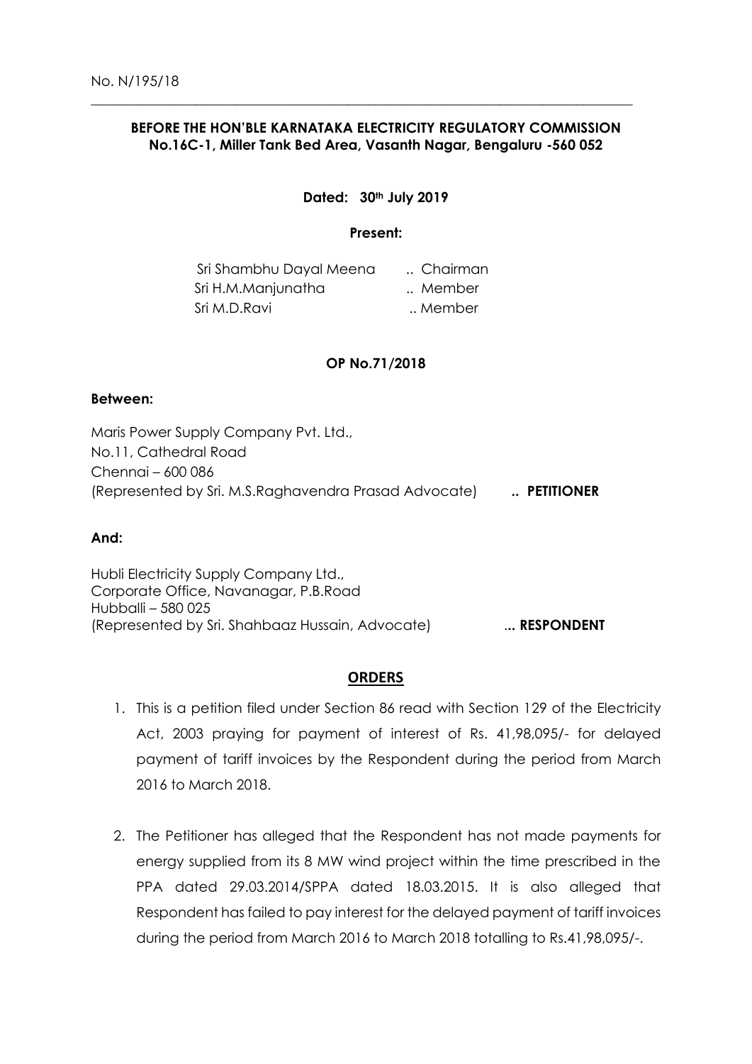No. N/195/18

---

**BEFORE THE HON'BLE KARNATAKA ELECTRICITY REGULATORY COMMISSION**
**No.16C-1, Miller Tank Bed Area, Vasanth Nagar, Bengaluru -560 052**

**Dated: 30th July 2019**

**Present:**

Sri Shambhu Dayal Meena .. Chairman
Sri H.M.Manjunatha .. Member
Sri M.D.Ravi .. Member

**OP No.71/2018**

**Between:**

Maris Power Supply Company Pvt. Ltd.,
No.11, Cathedral Road
Chennai – 600 086
(Represented by Sri. M.S.Raghavendra Prasad Advocate) **.. PETITIONER**

**And:**

Hubli Electricity Supply Company Ltd.,
Corporate Office, Navanagar, P.B.Road
Hubballi – 580 025
(Represented by Sri. Shahbaaz Hussain, Advocate) **... RESPONDENT**

## **ORDERS**

1. This is a petition filed under Section 86 read with Section 129 of the Electricity Act, 2003 praying for payment of interest of Rs. 41,98,095/- for delayed payment of tariff invoices by the Respondent during the period from March 2016 to March 2018.

2. The Petitioner has alleged that the Respondent has not made payments for energy supplied from its 8 MW wind project within the time prescribed in the PPA dated 29.03.2014/SPPA dated 18.03.2015. It is also alleged that Respondent has failed to pay interest for the delayed payment of tariff invoices during the period from March 2016 to March 2018 totalling to Rs.41,98,095/-.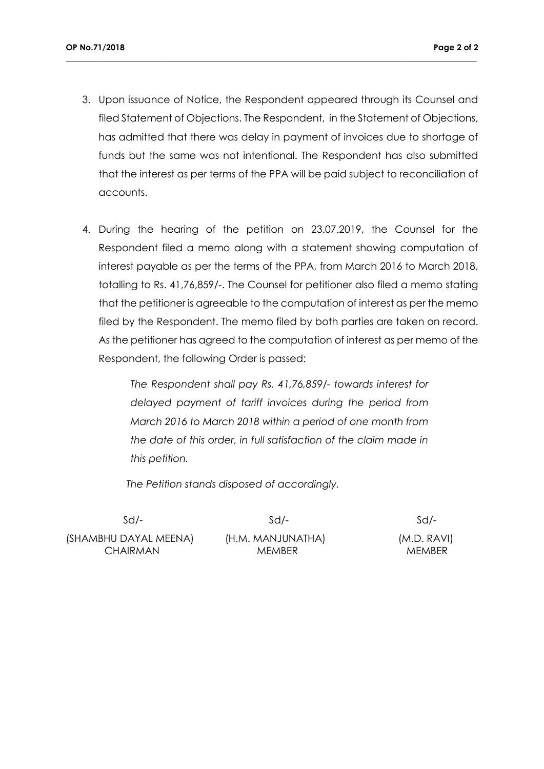3. Upon issuance of Notice, the Respondent appeared through its Counsel and filed Statement of Objections. The Respondent, in the Statement of Objections, has admitted that there was delay in payment of invoices due to shortage of funds but the same was not intentional. The Respondent has also submitted that the interest as per terms of the PPA will be paid subject to reconciliation of accounts.

4. During the hearing of the petition on 23.07.2019, the Counsel for the Respondent filed a memo along with a statement showing computation of interest payable as per the terms of the PPA, from March 2016 to March 2018, totalling to Rs. 41,76,859/-. The Counsel for petitioner also filed a memo stating that the petitioner is agreeable to the computation of interest as per the memo filed by the Respondent. The memo filed by both parties are taken on record. As the petitioner has agreed to the computation of interest as per memo of the Respondent, the following Order is passed:

   *The Respondent shall pay Rs. 41,76,859/- towards interest for delayed payment of tariff invoices during the period from March 2016 to March 2018 within a period of one month from the date of this order, in full satisfaction of the claim made in this petition.*

   *The Petition stands disposed of accordingly.*

| | | |
|---|---|---|
| Sd/- | Sd/- | Sd/- |
| (SHAMBHU DAYAL MEENA) CHAIRMAN | (H.M. MANJUNATHA) MEMBER | (M.D. RAVI) MEMBER |